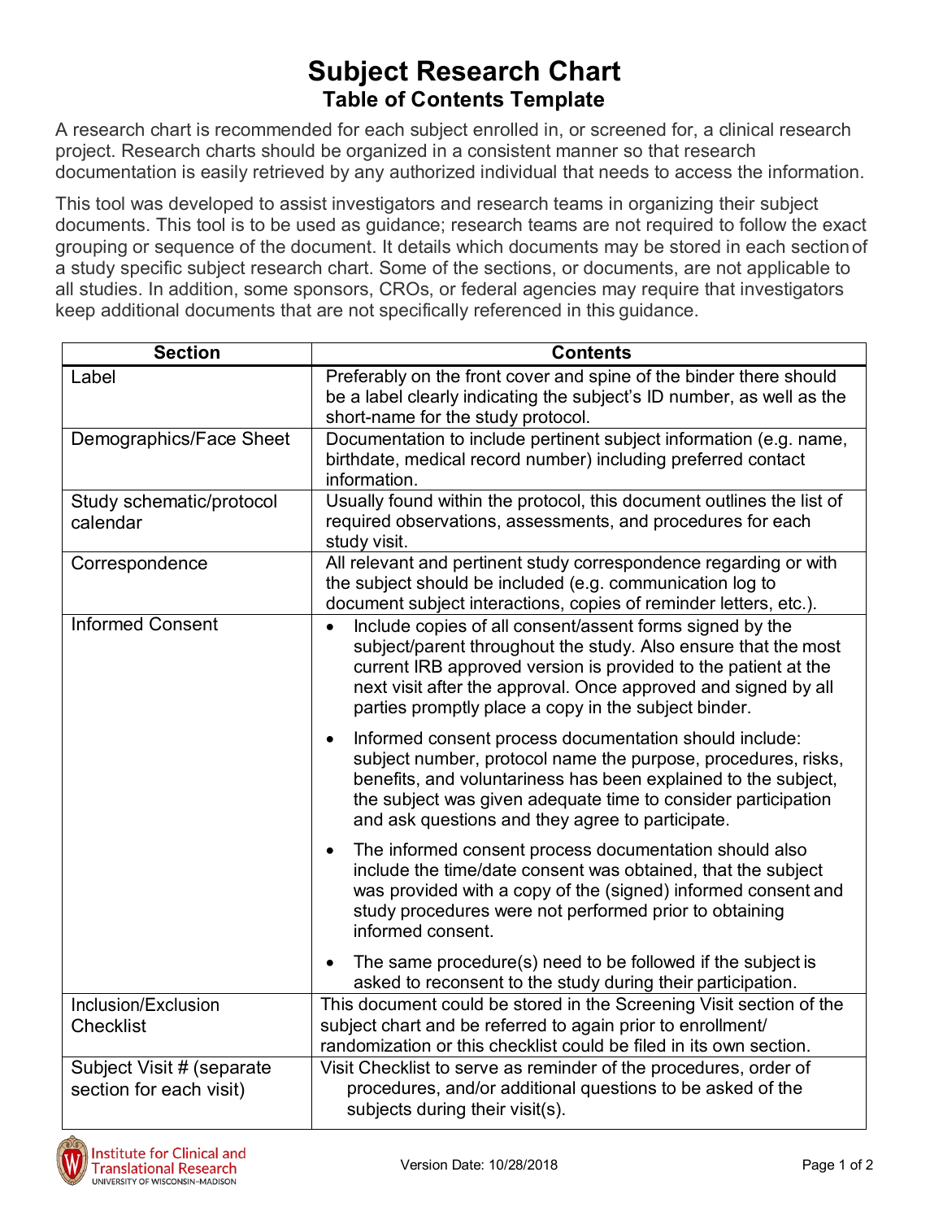# Subject Research Chart

## Table of Contents Template

A research chart is recommended for each subject enrolled in, or screened for, a clinical research project. Research charts should be organized in a consistent manner so that research documentation is easily retrieved by any authorized individual that needs to access the information.

This tool was developed to assist investigators and research teams in organizing their subject documents. This tool is to be used as guidance; research teams are not required to follow the exact grouping or sequence of the document. It details which documents may be stored in each section of a study specific subject research chart. Some of the sections, or documents, are not applicable to all studies. In addition, some sponsors, CROs, or federal agencies may require that investigators keep additional documents that are not specifically referenced in this guidance.

| Section | Contents |
|---|---|
| Label | Preferably on the front cover and spine of the binder there should be a label clearly indicating the subject's ID number, as well as the short-name for the study protocol. |
| Demographics/Face Sheet | Documentation to include pertinent subject information (e.g. name, birthdate, medical record number) including preferred contact information. |
| Study schematic/protocol calendar | Usually found within the protocol, this document outlines the list of required observations, assessments, and procedures for each study visit. |
| Correspondence | All relevant and pertinent study correspondence regarding or with the subject should be included (e.g. communication log to document subject interactions, copies of reminder letters, etc.). |
| Informed Consent | • Include copies of all consent/assent forms signed by the subject/parent throughout the study. Also ensure that the most current IRB approved version is provided to the patient at the next visit after the approval. Once approved and signed by all parties promptly place a copy in the subject binder.<br>• Informed consent process documentation should include: subject number, protocol name the purpose, procedures, risks, benefits, and voluntariness has been explained to the subject, the subject was given adequate time to consider participation and ask questions and they agree to participate.<br>• The informed consent process documentation should also include the time/date consent was obtained, that the subject was provided with a copy of the (signed) informed consent and study procedures were not performed prior to obtaining informed consent.<br>• The same procedure(s) need to be followed if the subject is asked to reconsent to the study during their participation. |
| Inclusion/Exclusion Checklist | This document could be stored in the Screening Visit section of the subject chart and be referred to again prior to enrollment/ randomization or this checklist could be filed in its own section. |
| Subject Visit # (separate section for each visit) | Visit Checklist to serve as reminder of the procedures, order of procedures, and/or additional questions to be asked of the subjects during their visit(s). |

Institute for Clinical and Translational Research
UNIVERSITY OF WISCONSIN–MADISON

Version Date: 10/28/2018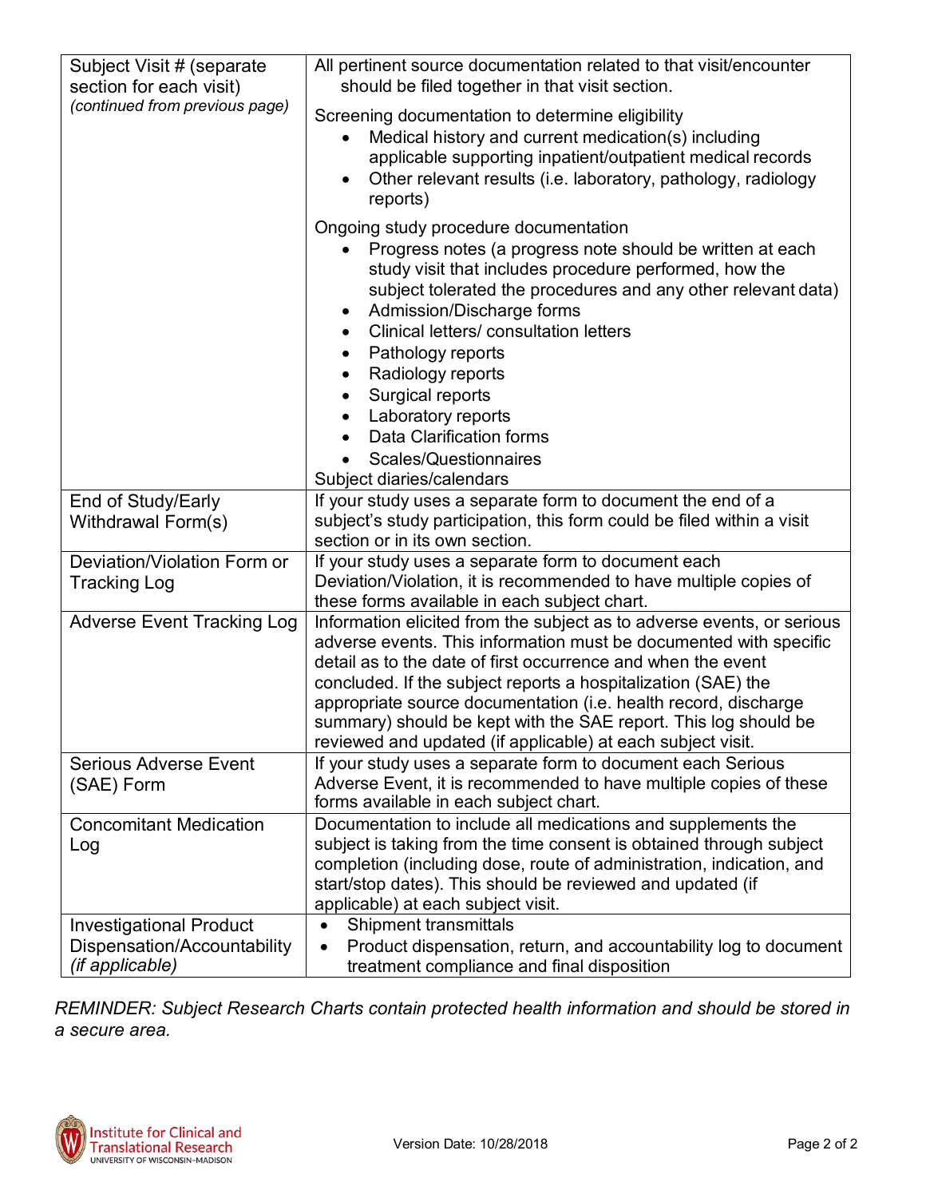| | |
|---|---|
| Subject Visit # (separate section for each visit) *(continued from previous page)* | All pertinent source documentation related to that visit/encounter should be filed together in that visit section.<br><br>Screening documentation to determine eligibility<br>• Medical history and current medication(s) including applicable supporting inpatient/outpatient medical records<br>• Other relevant results (i.e. laboratory, pathology, radiology reports)<br><br>Ongoing study procedure documentation<br>• Progress notes (a progress note should be written at each study visit that includes procedure performed, how the subject tolerated the procedures and any other relevant data)<br>• Admission/Discharge forms<br>• Clinical letters/ consultation letters<br>• Pathology reports<br>• Radiology reports<br>• Surgical reports<br>• Laboratory reports<br>• Data Clarification forms<br>• Scales/Questionnaires<br>Subject diaries/calendars |
| End of Study/Early Withdrawal Form(s) | If your study uses a separate form to document the end of a subject's study participation, this form could be filed within a visit section or in its own section. |
| Deviation/Violation Form or Tracking Log | If your study uses a separate form to document each Deviation/Violation, it is recommended to have multiple copies of these forms available in each subject chart. |
| Adverse Event Tracking Log | Information elicited from the subject as to adverse events, or serious adverse events. This information must be documented with specific detail as to the date of first occurrence and when the event concluded. If the subject reports a hospitalization (SAE) the appropriate source documentation (i.e. health record, discharge summary) should be kept with the SAE report. This log should be reviewed and updated (if applicable) at each subject visit. |
| Serious Adverse Event (SAE) Form | If your study uses a separate form to document each Serious Adverse Event, it is recommended to have multiple copies of these forms available in each subject chart. |
| Concomitant Medication Log | Documentation to include all medications and supplements the subject is taking from the time consent is obtained through subject completion (including dose, route of administration, indication, and start/stop dates). This should be reviewed and updated (if applicable) at each subject visit. |
| Investigational Product Dispensation/Accountability *(if applicable)* | • Shipment transmittals<br>• Product dispensation, return, and accountability log to document treatment compliance and final disposition |

*REMINDER: Subject Research Charts contain protected health information and should be stored in a secure area.*

Institute for Clinical and Translational Research
UNIVERSITY OF WISCONSIN-MADISON

Version Date: 10/28/2018